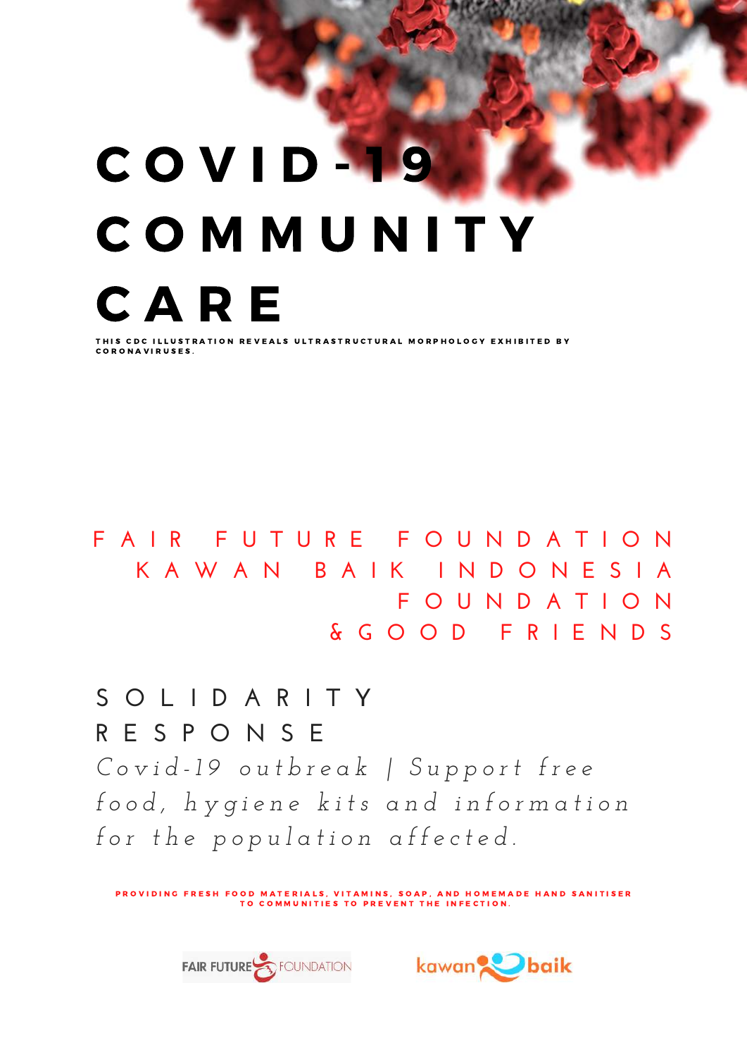# COVID-19 COMMUNITY CARE

THIS CDC ILLUSTRATION REVEALS ULTRASTRUCTURAL MORPHOLOGY EXHIBITED BY CORONAVIRUSES.

FAIR FUTURE FOUNDATION
KAWAN BAIK INDONESIA FOUNDATION
& GOOD FRIENDS

## SOLIDARITY RESPONSE

*Covid-19 outbreak | Support free food, hygiene kits and information for the population affected.*

PROVIDING FRESH FOOD MATERIALS, VITAMINS, SOAP, AND HOMEMADE HAND SANITISER TO COMMUNITIES TO PREVENT THE INFECTION.

FAIR FUTURE FOUNDATION

kawan baik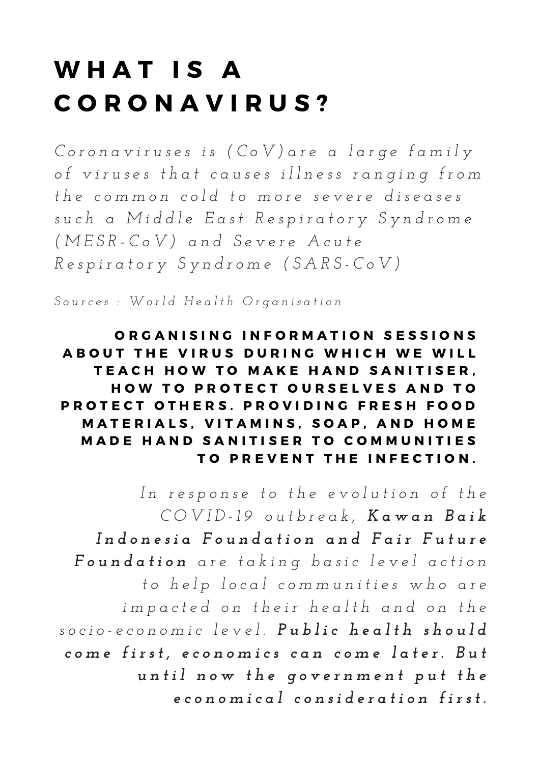# WHAT IS A CORONAVIRUS?

*Coronaviruses is (CoV)are a large family of viruses that causes illness ranging from the common cold to more severe diseases such a Middle East Respiratory Syndrome (MESR-CoV) and Severe Acute Respiratory Syndrome (SARS-CoV)*

*Sources : World Health Organisation*

**ORGANISING INFORMATION SESSIONS ABOUT THE VIRUS DURING WHICH WE WILL TEACH HOW TO MAKE HAND SANITISER, HOW TO PROTECT OURSELVES AND TO PROTECT OTHERS. PROVIDING FRESH FOOD MATERIALS, VITAMINS, SOAP, AND HOME MADE HAND SANITISER TO COMMUNITIES TO PREVENT THE INFECTION.**

*In response to the evolution of the COVID-19 outbreak, **Kawan Baik Indonesia Foundation and Fair Future Foundation** are taking basic level action to help local communities who are impacted on their health and on the socio-economic level. **Public health should come first, economics can come later. But until now the government put the economical consideration first.***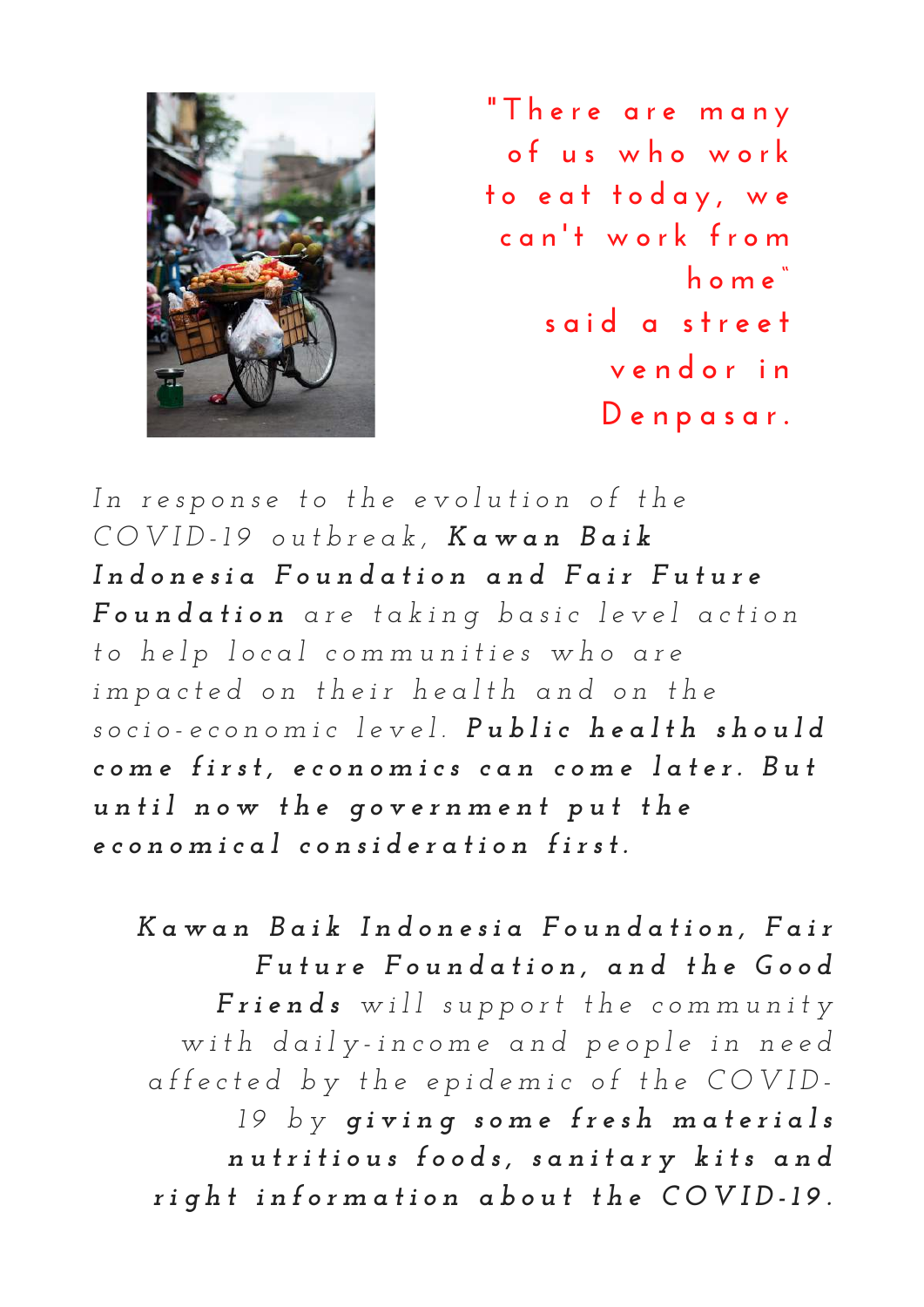"There are many of us who work to eat today, we can't work from home" said a street vendor in Denpasar.

*In response to the evolution of the COVID-19 outbreak,* ***Kawan Baik Indonesia Foundation and Fair Future Foundation*** *are taking basic level action to help local communities who are impacted on their health and on the socio-economic level.* ***Public health should come first, economics can come later. But until now the government put the economical consideration first.***

***Kawan Baik Indonesia Foundation, Fair Future Foundation, and the Good Friends*** *will support the community with daily-income and people in need affected by the epidemic of the COVID-19 by* ***giving some fresh materials nutritious foods, sanitary kits and right information about the COVID-19.***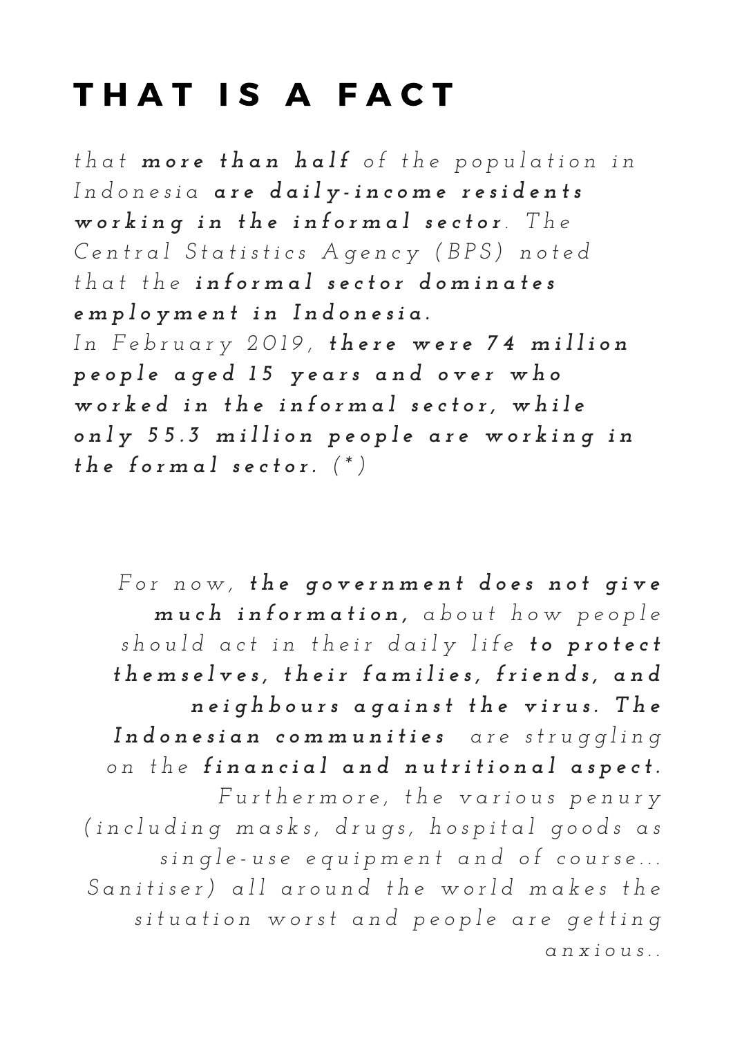# THAT IS A FACT

*that* ***more than half*** *of the population in Indonesia* ***are daily-income residents working in the informal sector****. The Central Statistics Agency (BPS) noted that the* ***informal sector dominates employment in Indonesia.***
*In February 2019,* ***there were 74 million people aged 15 years and over who worked in the informal sector, while only 55.3 million people are working in the formal sector. (*)***

*For now,* ***the government does not give much information,*** *about how people should act in their daily life* ***to protect themselves, their families, friends, and neighbours against the virus. The Indonesian communities*** *are struggling on the* ***financial and nutritional aspect.*** *Furthermore, the various penury (including masks, drugs, hospital goods as single-use equipment and of course... Sanitiser) all around the world makes the situation worst and people are getting anxious..*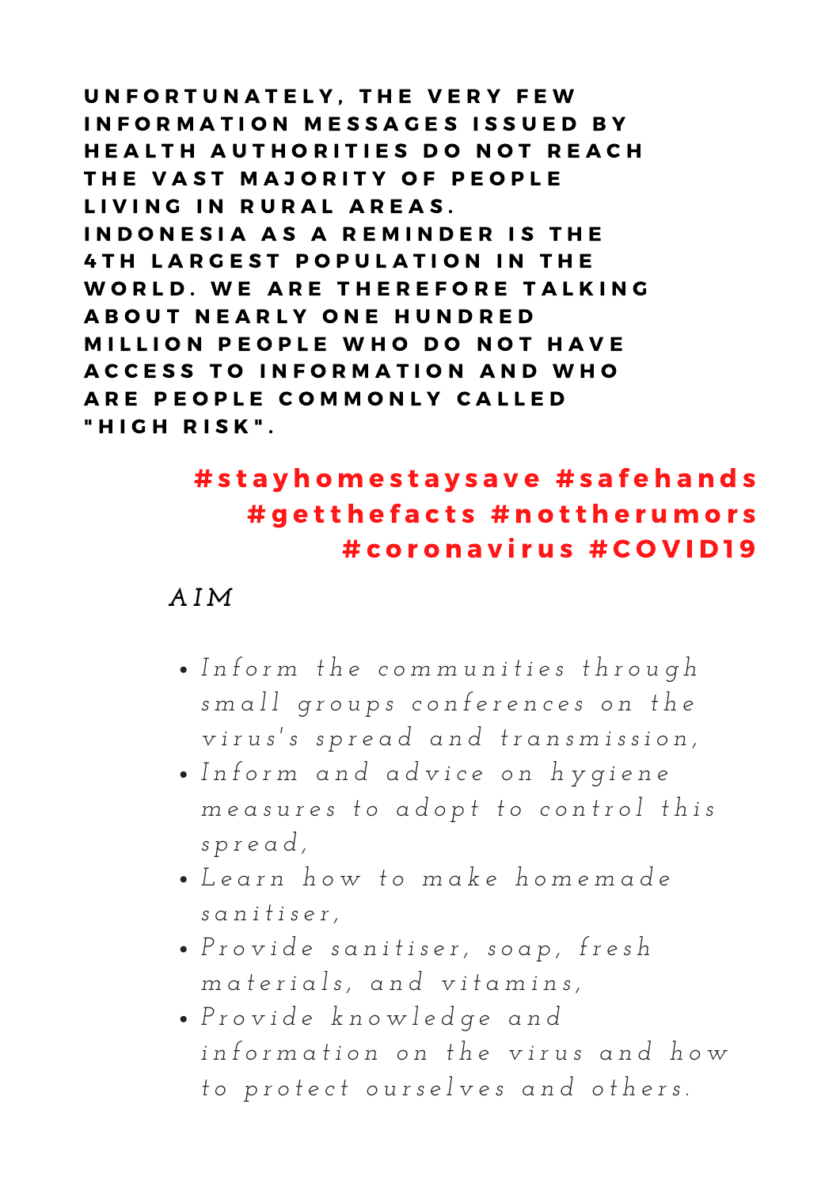**UNFORTUNATELY, THE VERY FEW INFORMATION MESSAGES ISSUED BY HEALTH AUTHORITIES DO NOT REACH THE VAST MAJORITY OF PEOPLE LIVING IN RURAL AREAS. INDONESIA AS A REMINDER IS THE 4TH LARGEST POPULATION IN THE WORLD. WE ARE THEREFORE TALKING ABOUT NEARLY ONE HUNDRED MILLION PEOPLE WHO DO NOT HAVE ACCESS TO INFORMATION AND WHO ARE PEOPLE COMMONLY CALLED "HIGH RISK".**

**#stayhomestaysave #safehands #getthefacts #nottherumors #coronavirus #COVID19**

## *AIM*

- *Inform the communities through small groups conferences on the virus's spread and transmission,*
- *Inform and advice on hygiene measures to adopt to control this spread,*
- *Learn how to make homemade sanitiser,*
- *Provide sanitiser, soap, fresh materials, and vitamins,*
- *Provide knowledge and information on the virus and how to protect ourselves and others.*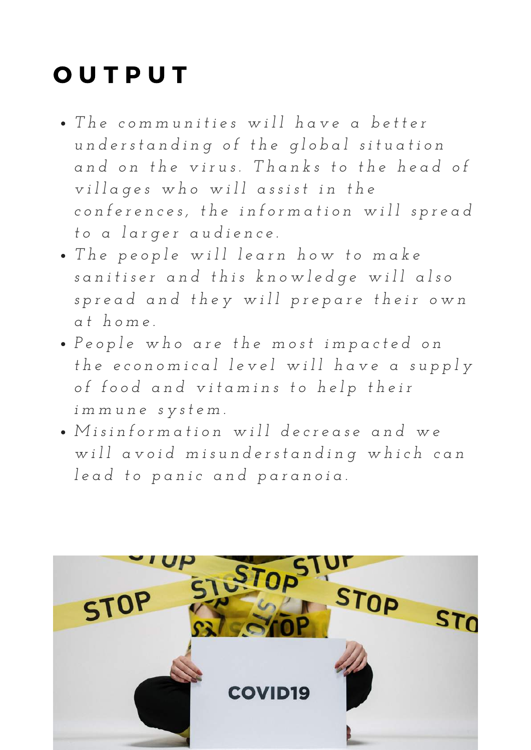# OUTPUT

- *The communities will have a better understanding of the global situation and on the virus. Thanks to the head of villages who will assist in the conferences, the information will spread to a larger audience.*
- *The people will learn how to make sanitiser and this knowledge will also spread and they will prepare their own at home.*
- *People who are the most impacted on the economical level will have a supply of food and vitamins to help their immune system.*
- *Misinformation will decrease and we will avoid misunderstanding which can lead to panic and paranoia.*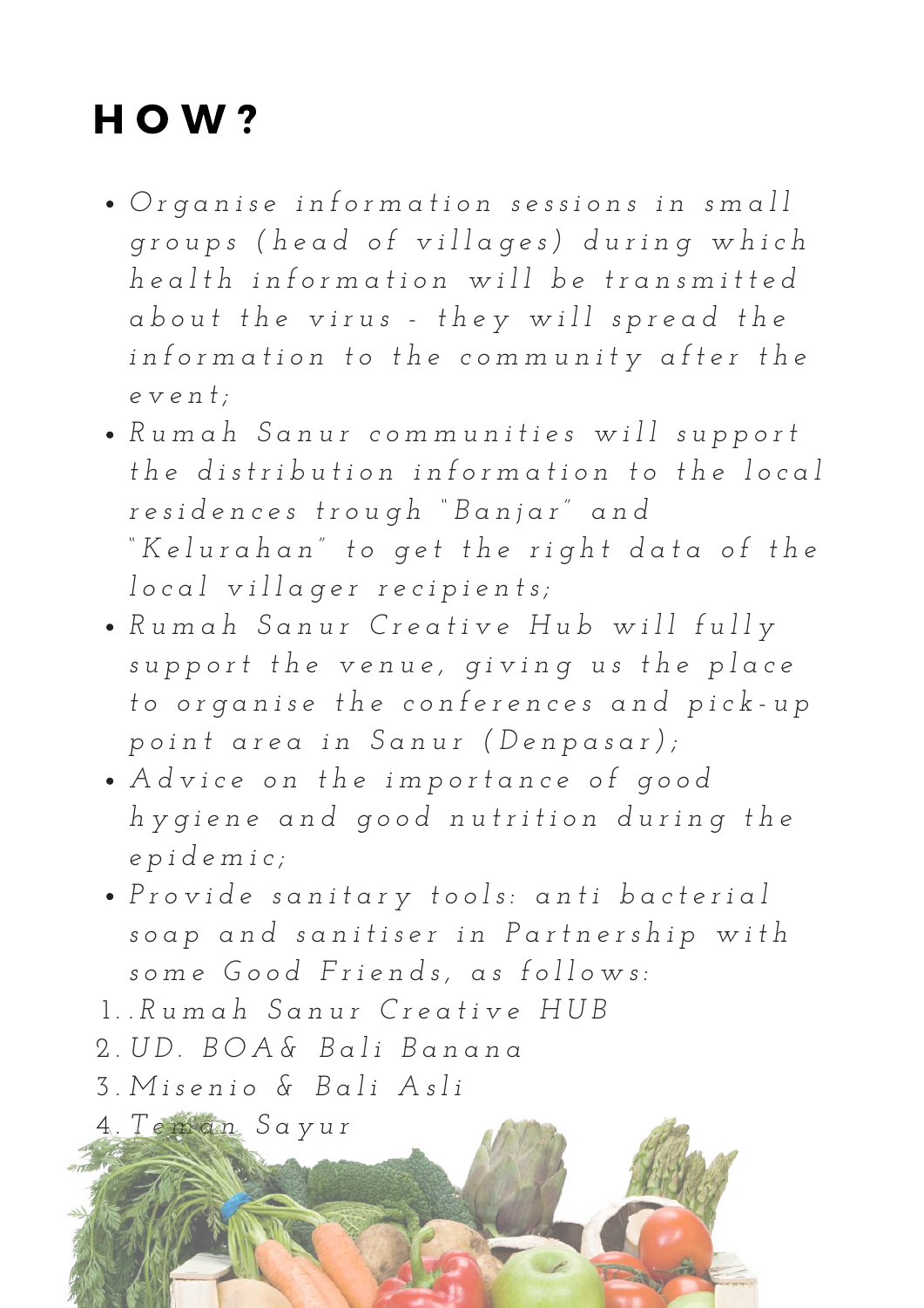# HOW?

- *Organise information sessions in small groups (head of villages) during which health information will be transmitted about the virus - they will spread the information to the community after the event;*
- *Rumah Sanur communities will support the distribution information to the local residences trough "Banjar" and "Kelurahan" to get the right data of the local villager recipients;*
- *Rumah Sanur Creative Hub will fully support the venue, giving us the place to organise the conferences and pick-up point area in Sanur (Denpasar);*
- *Advice on the importance of good hygiene and good nutrition during the epidemic;*
- *Provide sanitary tools: anti bacterial soap and sanitiser in Partnership with some Good Friends, as follows:*

1. *.Rumah Sanur Creative HUB*
2. *UD. BOA& Bali Banana*
3. *Misenio & Bali Asli*
4. *Teman Sayur*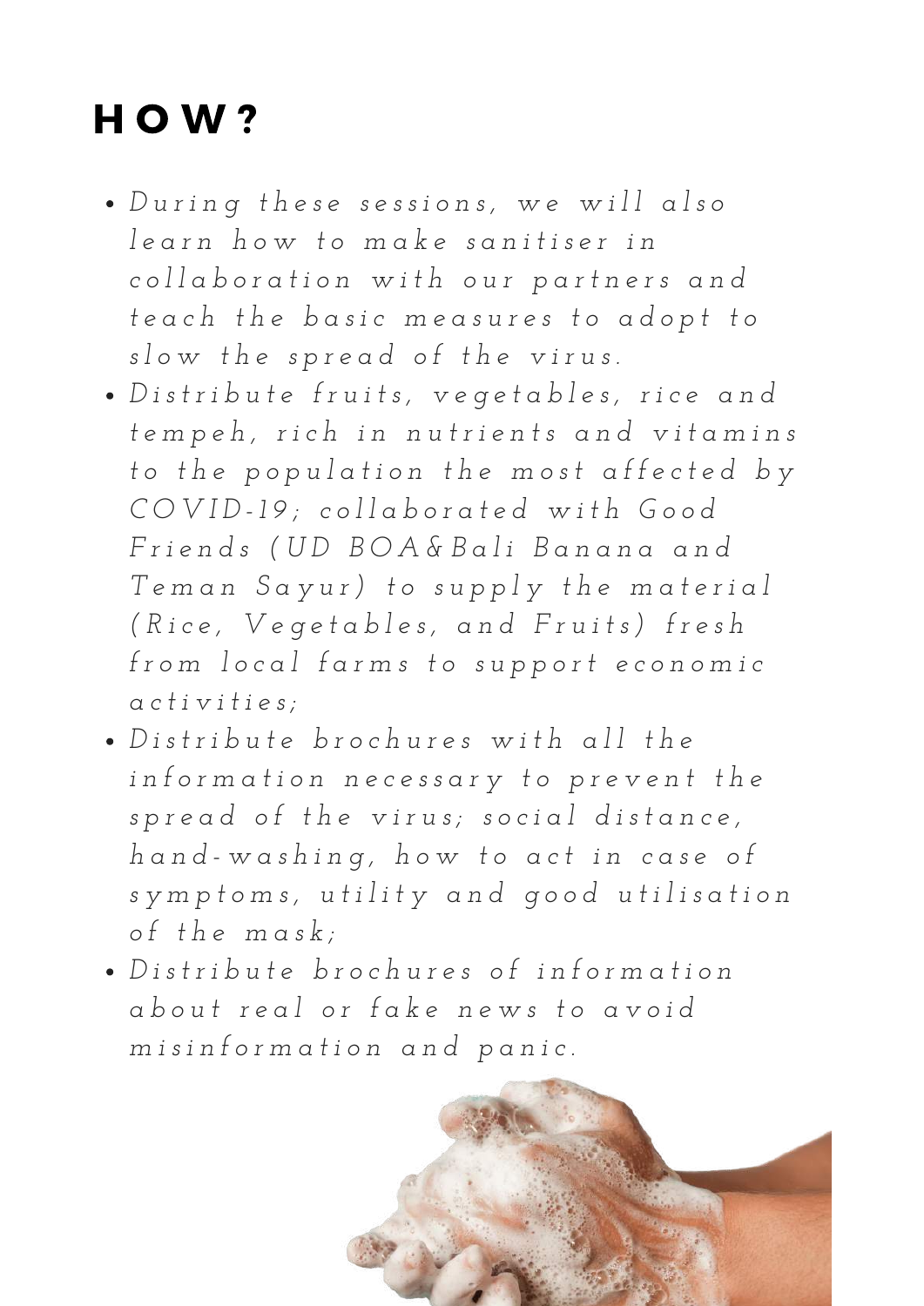# HOW?

- *During these sessions, we will also learn how to make sanitiser in collaboration with our partners and teach the basic measures to adopt to slow the spread of the virus.*
- *Distribute fruits, vegetables, rice and tempeh, rich in nutrients and vitamins to the population the most affected by COVID-19; collaborated with Good Friends (UD BOA&Bali Banana and Teman Sayur) to supply the material (Rice, Vegetables, and Fruits) fresh from local farms to support economic activities;*
- *Distribute brochures with all the information necessary to prevent the spread of the virus; social distance, hand-washing, how to act in case of symptoms, utility and good utilisation of the mask;*
- *Distribute brochures of information about real or fake news to avoid misinformation and panic.*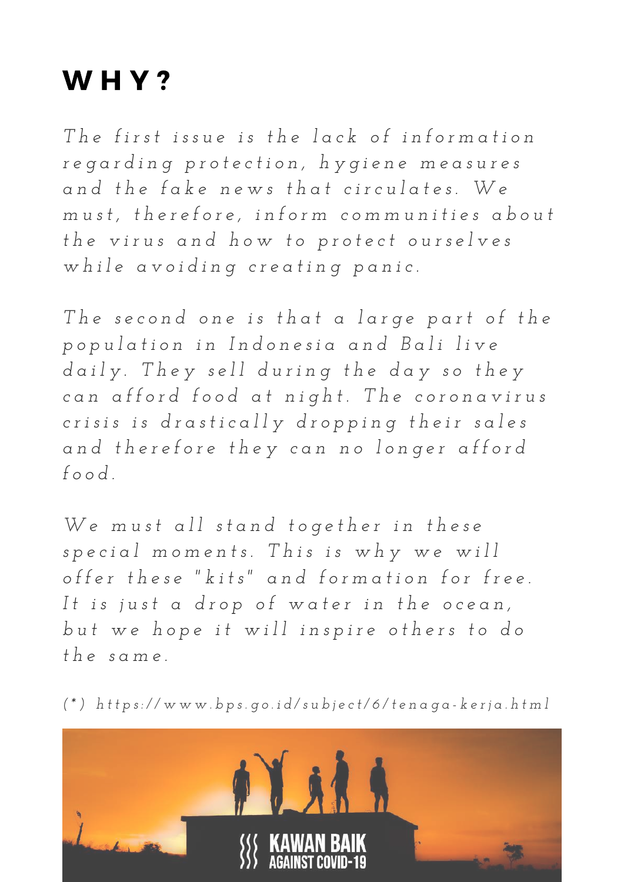# WHY?

*The first issue is the lack of information regarding protection, hygiene measures and the fake news that circulates. We must, therefore, inform communities about the virus and how to protect ourselves while avoiding creating panic.*

*The second one is that a large part of the population in Indonesia and Bali live daily. They sell during the day so they can afford food at night. The coronavirus crisis is drastically dropping their sales and therefore they can no longer afford food.*

*We must all stand together in these special moments. This is why we will offer these "kits" and formation for free. It is just a drop of water in the ocean, but we hope it will inspire others to do the same.*

*(\*) https://www.bps.go.id/subject/6/tenaga-kerja.html*

KAWAN BAIK AGAINST COVID-19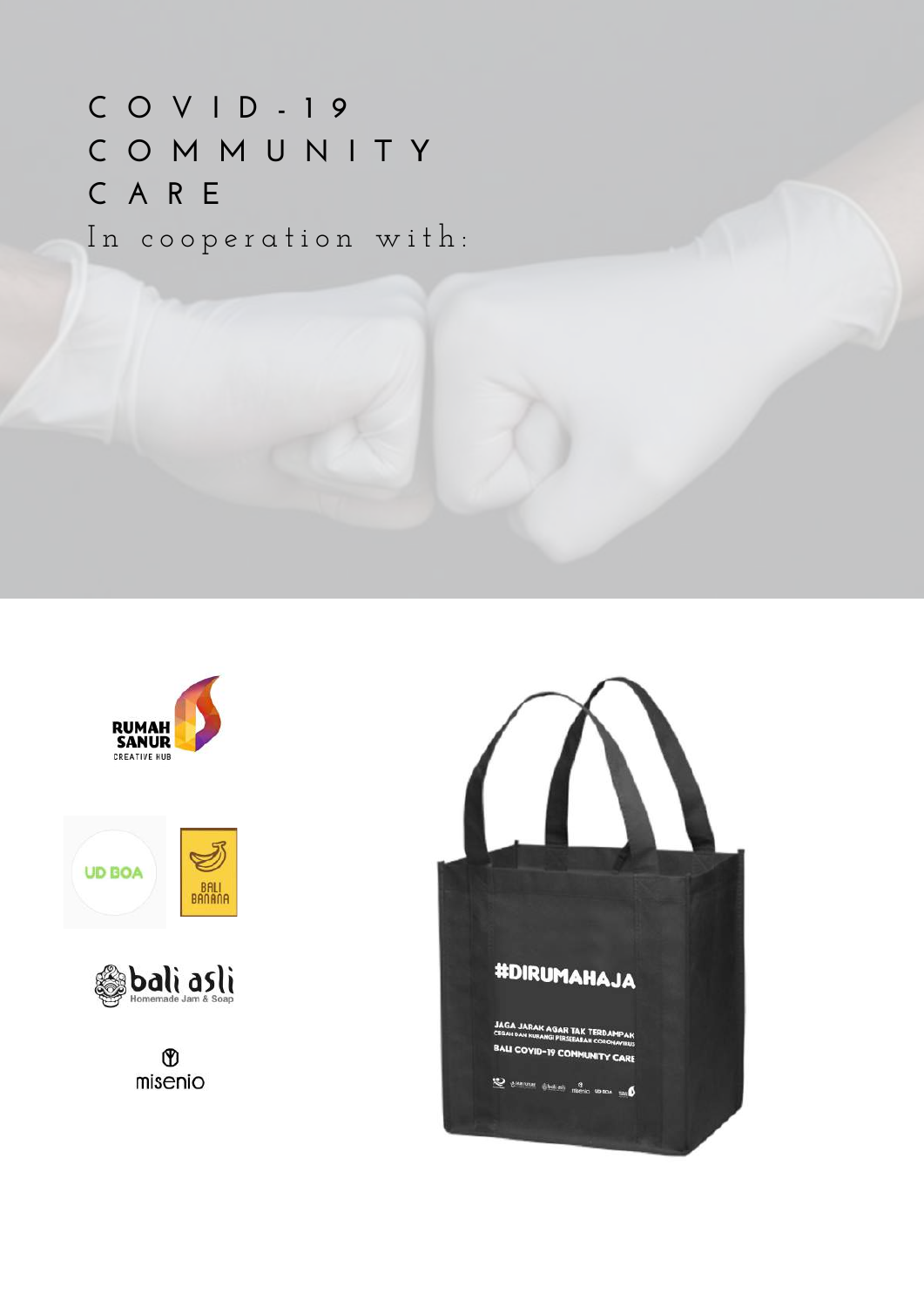# COVID-19 COMMUNITY CARE

In cooperation with:

RUMAH SANUR
CREATIVE HUB

UD BOA

BALI BANANA

bali asli
Homemade Jam & Soap

misenio

#DIRUMAHAJA

JAGA JARAK AGAR TAK TERDAMPAK
CEGAH DAN KURANGI PERSEBARAN CORONAVIRUS
BALI COVID-19 COMMUNITY CARE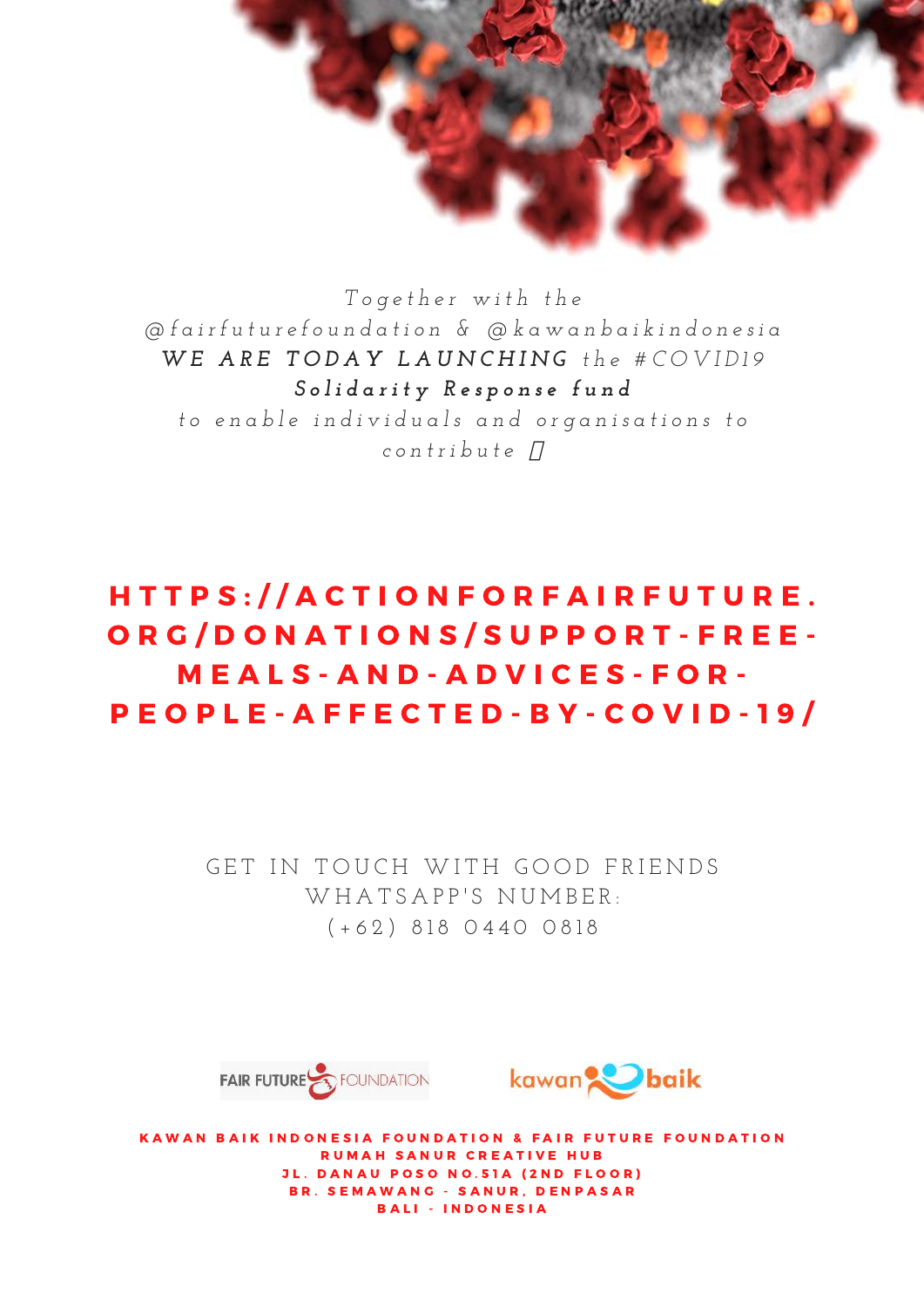*Together with the @fairfuturefoundation & @kawanbaikindonesia*
***WE ARE TODAY LAUNCHING*** *the #COVID19*
***Solidarity Response fund***
*to enable individuals and organisations to contribute* []

**HTTPS://ACTIONFORFAIRFUTURE.ORG/DONATIONS/SUPPORT-FREE-MEALS-AND-ADVICES-FOR-PEOPLE-AFFECTED-BY-COVID-19/**

GET IN TOUCH WITH GOOD FRIENDS
WHATSAPP'S NUMBER:
(+62) 818 0440 0818

FAIR FUTURE FOUNDATION

kawan baik

**KAWAN BAIK INDONESIA FOUNDATION & FAIR FUTURE FOUNDATION**
**RUMAH SANUR CREATIVE HUB**
**JL. DANAU POSO NO.51A (2ND FLOOR)**
**BR. SEMAWANG - SANUR, DENPASAR**
**BALI - INDONESIA**